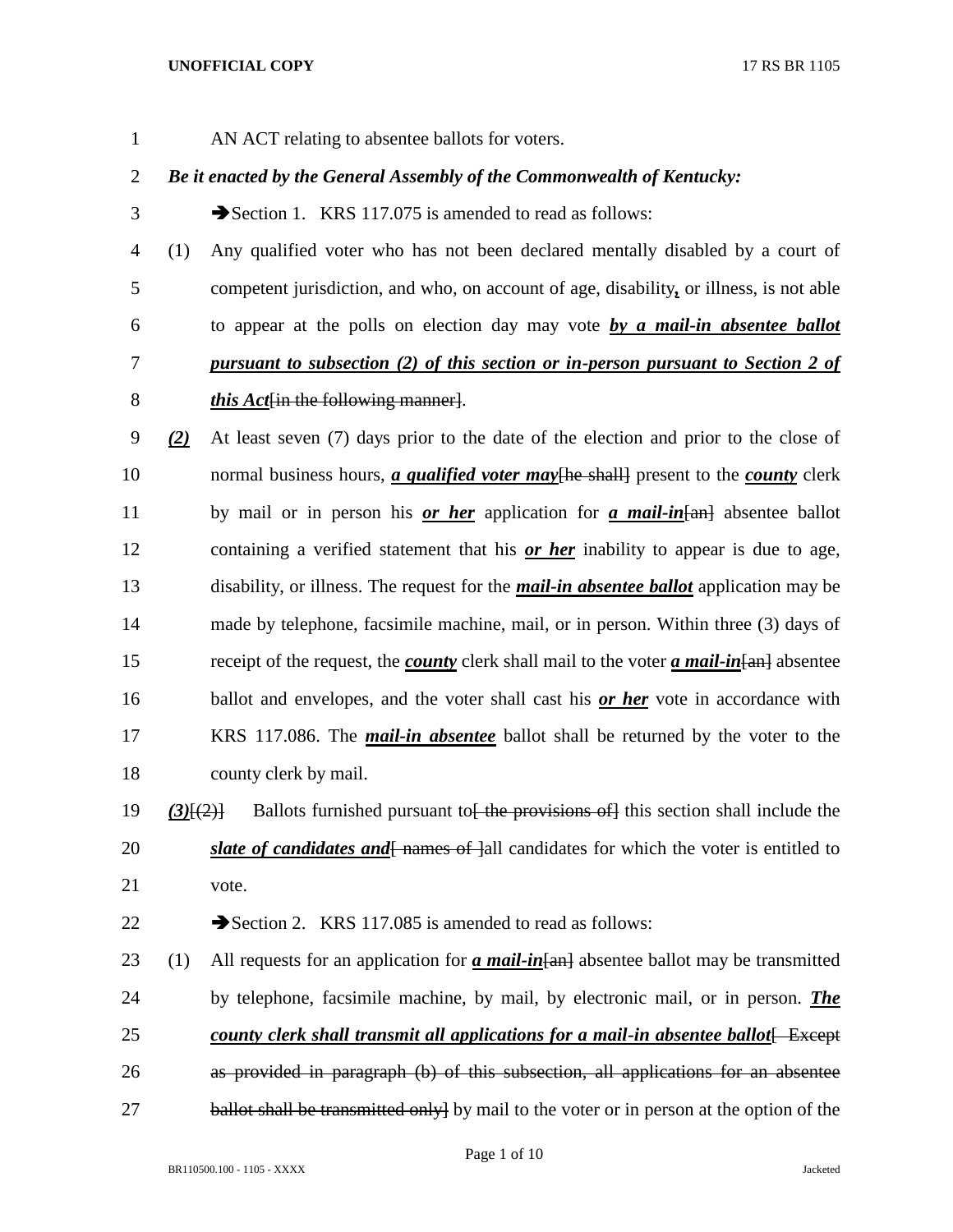AN ACT relating to absentee ballots for voters.

***Be it enacted by the General Assembly of the Commonwealth of Kentucky:***

➔Section 1. KRS 117.075 is amended to read as follows:

(1) Any qualified voter who has not been declared mentally disabled by a court of competent jurisdiction, and who, on account of age, disability***,*** or illness, is not able to appear at the polls on election day may vote ***by a mail-in absentee ballot pursuant to subsection (2) of this section or in-person pursuant to Section 2 of this Act***[in the following manner].

***(2)*** At least seven (7) days prior to the date of the election and prior to the close of normal business hours, ***a qualified voter may***[he shall] present to the ***county*** clerk by mail or in person his ***or her*** application for ***a mail-in***[an] absentee ballot containing a verified statement that his ***or her*** inability to appear is due to age, disability, or illness. The request for the ***mail-in absentee ballot*** application may be made by telephone, facsimile machine, mail, or in person. Within three (3) days of receipt of the request, the ***county*** clerk shall mail to the voter ***a mail-in***[an] absentee ballot and envelopes, and the voter shall cast his ***or her*** vote in accordance with KRS 117.086. The ***mail-in absentee*** ballot shall be returned by the voter to the county clerk by mail.

***(3)***[(2)] Ballots furnished pursuant to[ the provisions of] this section shall include the ***slate of candidates and***[ names of ]all candidates for which the voter is entitled to vote.

➔Section 2. KRS 117.085 is amended to read as follows:

(1) All requests for an application for ***a mail-in***[an] absentee ballot may be transmitted by telephone, facsimile machine, by mail, by electronic mail, or in person. ***The county clerk shall transmit all applications for a mail-in absentee ballot***[ Except as provided in paragraph (b) of this subsection, all applications for an absentee ballot shall be transmitted only] by mail to the voter or in person at the option of the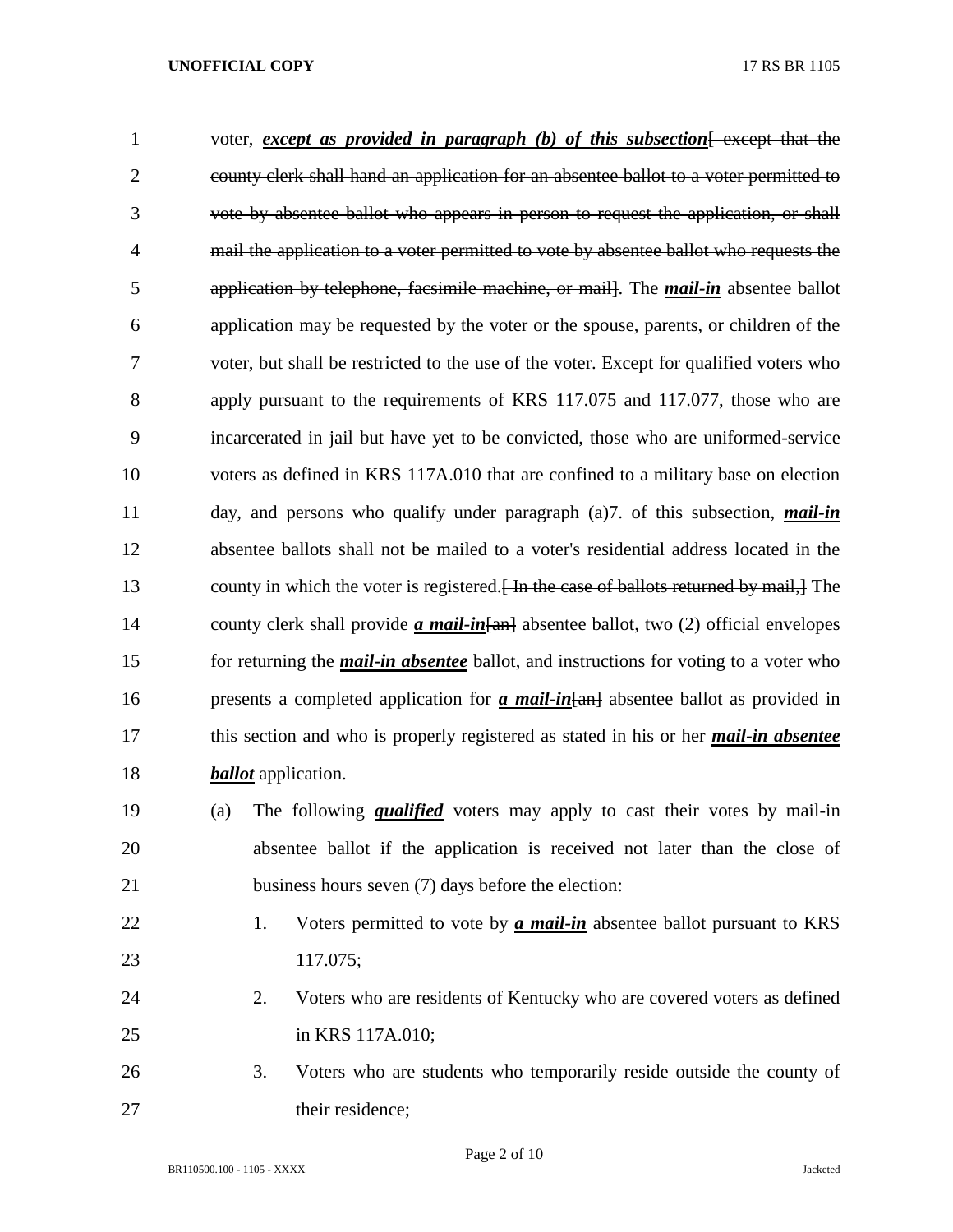voter, ***except as provided in paragraph (b) of this subsection***~~[ except that the county clerk shall hand an application for an absentee ballot to a voter permitted to vote by absentee ballot who appears in person to request the application, or shall mail the application to a voter permitted to vote by absentee ballot who requests the application by telephone, facsimile machine, or mail]~~. The ***mail-in*** absentee ballot application may be requested by the voter or the spouse, parents, or children of the voter, but shall be restricted to the use of the voter. Except for qualified voters who apply pursuant to the requirements of KRS 117.075 and 117.077, those who are incarcerated in jail but have yet to be convicted, those who are uniformed-service voters as defined in KRS 117A.010 that are confined to a military base on election day, and persons who qualify under paragraph (a)7. of this subsection, ***mail-in*** absentee ballots shall not be mailed to a voter's residential address located in the county in which the voter is registered.~~[ In the case of ballots returned by mail,]~~ The county clerk shall provide ***a mail-in***~~[an]~~ absentee ballot, two (2) official envelopes for returning the ***mail-in absentee*** ballot, and instructions for voting to a voter who presents a completed application for ***a mail-in***~~[an]~~ absentee ballot as provided in this section and who is properly registered as stated in his or her ***mail-in absentee ballot*** application.

(a) The following ***qualified*** voters may apply to cast their votes by mail-in absentee ballot if the application is received not later than the close of business hours seven (7) days before the election:

1. Voters permitted to vote by ***a mail-in*** absentee ballot pursuant to KRS 117.075;
2. Voters who are residents of Kentucky who are covered voters as defined in KRS 117A.010;
3. Voters who are students who temporarily reside outside the county of their residence;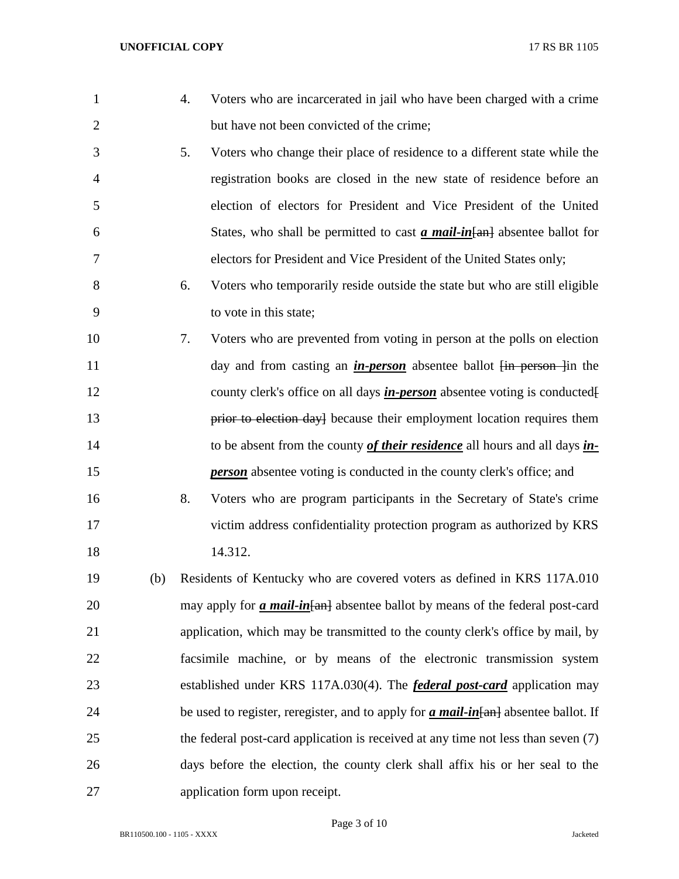4. Voters who are incarcerated in jail who have been charged with a crime but have not been convicted of the crime;

5. Voters who change their place of residence to a different state while the registration books are closed in the new state of residence before an election of electors for President and Vice President of the United States, who shall be permitted to cast ***a mail-in***[an] absentee ballot for electors for President and Vice President of the United States only;

6. Voters who temporarily reside outside the state but who are still eligible to vote in this state;

7. Voters who are prevented from voting in person at the polls on election day and from casting an ***in-person*** absentee ballot [~~in person~~ ]in the county clerk's office on all days ***in-person*** absentee voting is conducted[~~ prior to election day~~] because their employment location requires them to be absent from the county ***of their residence*** all hours and all days ***in-person*** absentee voting is conducted in the county clerk's office; and

8. Voters who are program participants in the Secretary of State's crime victim address confidentiality protection program as authorized by KRS 14.312.

(b) Residents of Kentucky who are covered voters as defined in KRS 117A.010 may apply for ***a mail-in***[~~an~~] absentee ballot by means of the federal post-card application, which may be transmitted to the county clerk's office by mail, by facsimile machine, or by means of the electronic transmission system established under KRS 117A.030(4). The ***federal post-card*** application may be used to register, reregister, and to apply for ***a mail-in***[~~an~~] absentee ballot. If the federal post-card application is received at any time not less than seven (7) days before the election, the county clerk shall affix his or her seal to the application form upon receipt.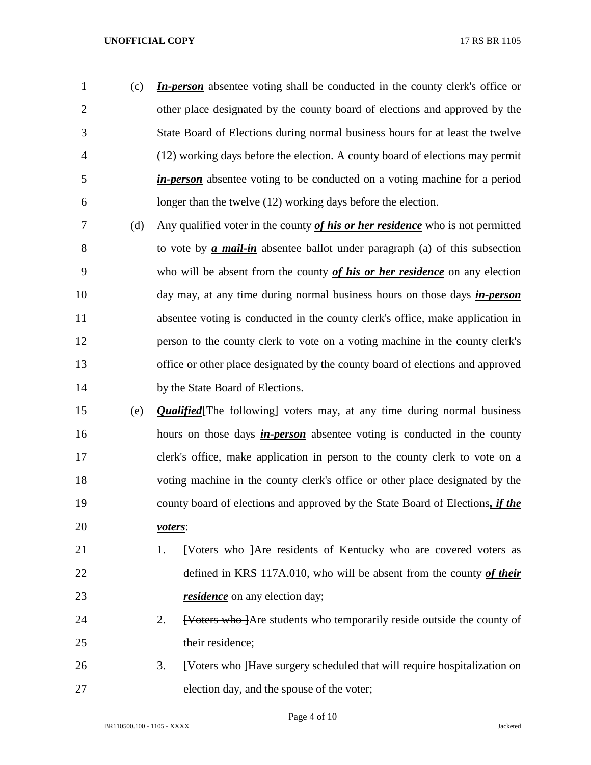(c) ***In-person*** absentee voting shall be conducted in the county clerk's office or other place designated by the county board of elections and approved by the State Board of Elections during normal business hours for at least the twelve (12) working days before the election. A county board of elections may permit ***in-person*** absentee voting to be conducted on a voting machine for a period longer than the twelve (12) working days before the election.

(d) Any qualified voter in the county ***of his or her residence*** who is not permitted to vote by ***a mail-in*** absentee ballot under paragraph (a) of this subsection who will be absent from the county ***of his or her residence*** on any election day may, at any time during normal business hours on those days ***in-person*** absentee voting is conducted in the county clerk's office, make application in person to the county clerk to vote on a voting machine in the county clerk's office or other place designated by the county board of elections and approved by the State Board of Elections.

(e) ***Qualified***~~[The following]~~ voters may, at any time during normal business hours on those days ***in-person*** absentee voting is conducted in the county clerk's office, make application in person to the county clerk to vote on a voting machine in the county clerk's office or other place designated by the county board of elections and approved by the State Board of Elections***, if the voters***:

1. ~~[Voters who ]~~Are residents of Kentucky who are covered voters as defined in KRS 117A.010, who will be absent from the county ***of their residence*** on any election day;
2. ~~[Voters who ]~~Are students who temporarily reside outside the county of their residence;
3. ~~[Voters who ]~~Have surgery scheduled that will require hospitalization on election day, and the spouse of the voter;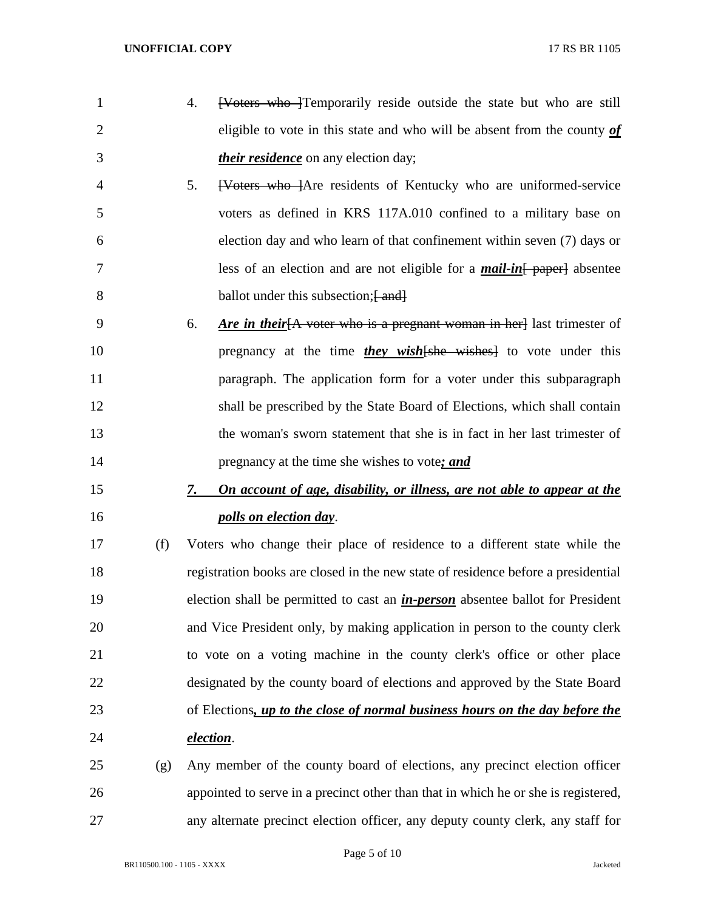4. ~~[Voters who ]~~Temporarily reside outside the state but who are still eligible to vote in this state and who will be absent from the county ***of their residence*** on any election day;

5. ~~[Voters who ]~~Are residents of Kentucky who are uniformed-service voters as defined in KRS 117A.010 confined to a military base on election day and who learn of that confinement within seven (7) days or less of an election and are not eligible for a ***mail-in***~~[ paper]~~ absentee ballot under this subsection;~~[ and]~~

6. ***Are in their***~~[A voter who is a pregnant woman in her]~~ last trimester of pregnancy at the time ***they wish***~~[she wishes]~~ to vote under this paragraph. The application form for a voter under this subparagraph shall be prescribed by the State Board of Elections, which shall contain the woman's sworn statement that she is in fact in her last trimester of pregnancy at the time she wishes to vote***; and***

***7. On account of age, disability, or illness, are not able to appear at the polls on election day***.

(f) Voters who change their place of residence to a different state while the registration books are closed in the new state of residence before a presidential election shall be permitted to cast an ***in-person*** absentee ballot for President and Vice President only, by making application in person to the county clerk to vote on a voting machine in the county clerk's office or other place designated by the county board of elections and approved by the State Board of Elections***, up to the close of normal business hours on the day before the election***.

(g) Any member of the county board of elections, any precinct election officer appointed to serve in a precinct other than that in which he or she is registered, any alternate precinct election officer, any deputy county clerk, any staff for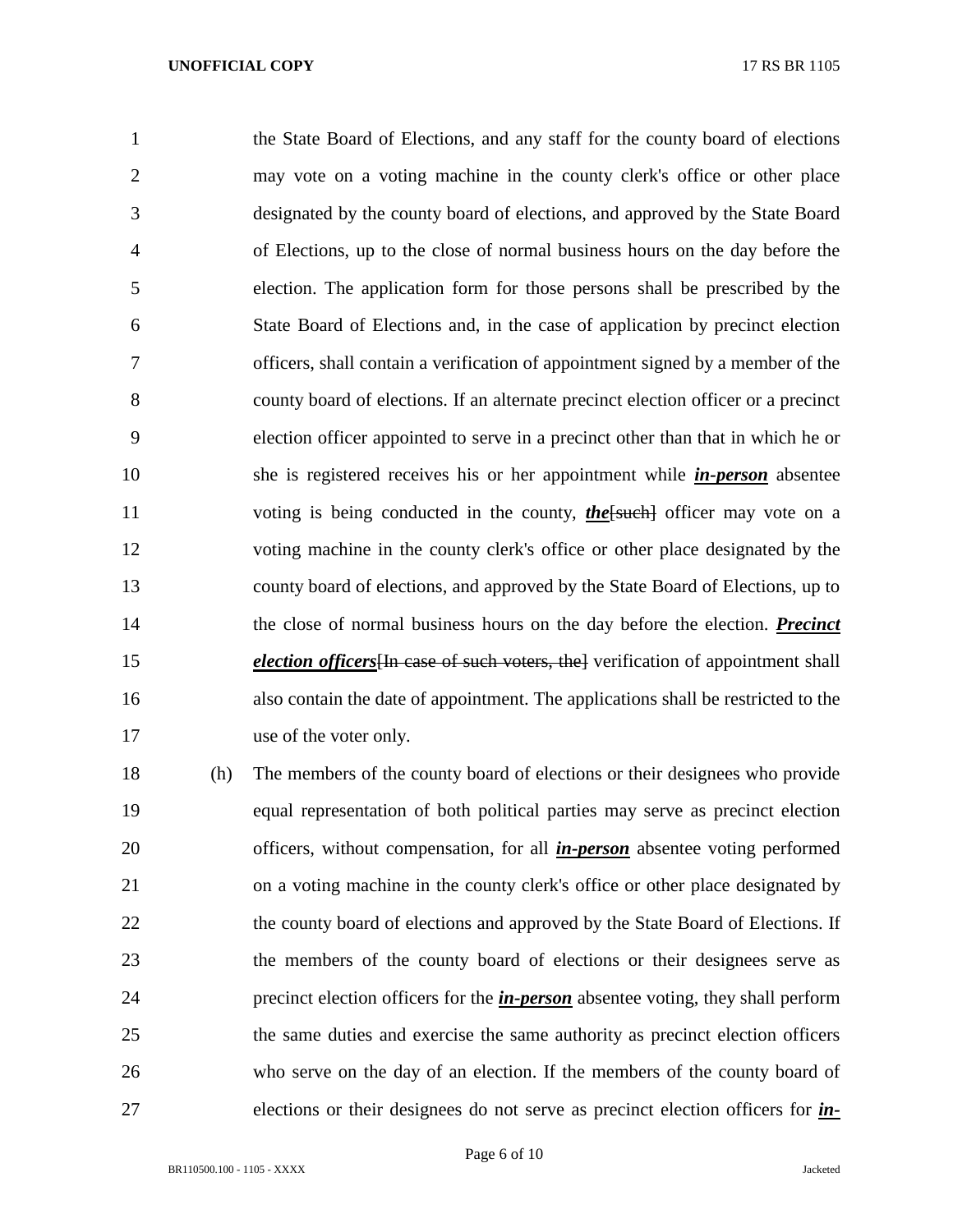the State Board of Elections, and any staff for the county board of elections may vote on a voting machine in the county clerk's office or other place designated by the county board of elections, and approved by the State Board of Elections, up to the close of normal business hours on the day before the election. The application form for those persons shall be prescribed by the State Board of Elections and, in the case of application by precinct election officers, shall contain a verification of appointment signed by a member of the county board of elections. If an alternate precinct election officer or a precinct election officer appointed to serve in a precinct other than that in which he or she is registered receives his or her appointment while ***in-person*** absentee voting is being conducted in the county, ***the***~~[such]~~ officer may vote on a voting machine in the county clerk's office or other place designated by the county board of elections, and approved by the State Board of Elections, up to the close of normal business hours on the day before the election. ***Precinct election officers***~~[In case of such voters, the]~~ verification of appointment shall also contain the date of appointment. The applications shall be restricted to the use of the voter only.

(h) The members of the county board of elections or their designees who provide equal representation of both political parties may serve as precinct election officers, without compensation, for all ***in-person*** absentee voting performed on a voting machine in the county clerk's office or other place designated by the county board of elections and approved by the State Board of Elections. If the members of the county board of elections or their designees serve as precinct election officers for the ***in-person*** absentee voting, they shall perform the same duties and exercise the same authority as precinct election officers who serve on the day of an election. If the members of the county board of elections or their designees do not serve as precinct election officers for ***in-***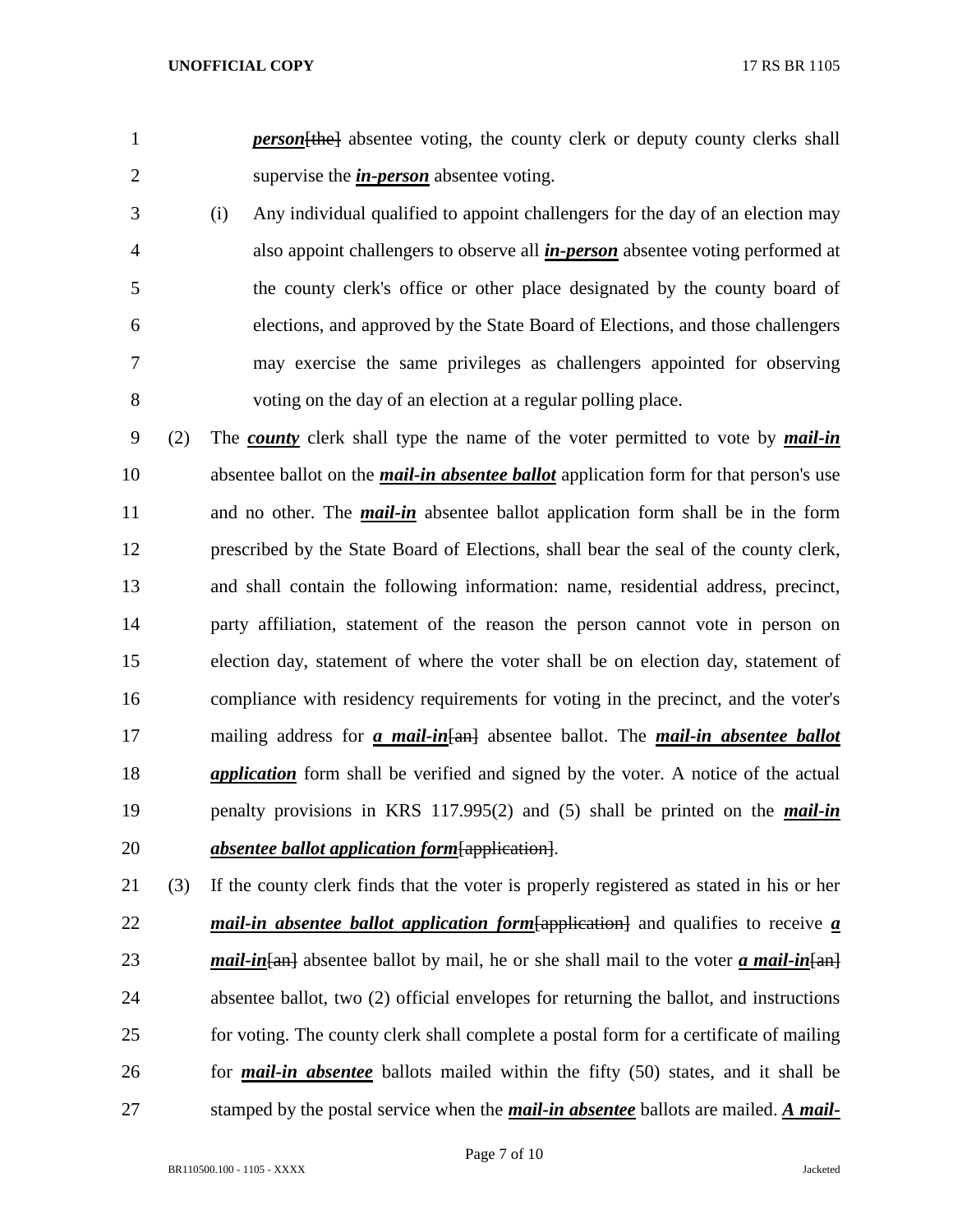***person***[the] absentee voting, the county clerk or deputy county clerks shall supervise the ***in-person*** absentee voting.

(i) Any individual qualified to appoint challengers for the day of an election may also appoint challengers to observe all ***in-person*** absentee voting performed at the county clerk's office or other place designated by the county board of elections, and approved by the State Board of Elections, and those challengers may exercise the same privileges as challengers appointed for observing voting on the day of an election at a regular polling place.

(2) The ***county*** clerk shall type the name of the voter permitted to vote by ***mail-in*** absentee ballot on the ***mail-in absentee ballot*** application form for that person's use and no other. The ***mail-in*** absentee ballot application form shall be in the form prescribed by the State Board of Elections, shall bear the seal of the county clerk, and shall contain the following information: name, residential address, precinct, party affiliation, statement of the reason the person cannot vote in person on election day, statement of where the voter shall be on election day, statement of compliance with residency requirements for voting in the precinct, and the voter's mailing address for ***a mail-in***[an] absentee ballot. The ***mail-in absentee ballot application*** form shall be verified and signed by the voter. A notice of the actual penalty provisions in KRS 117.995(2) and (5) shall be printed on the ***mail-in absentee ballot application form***[application].

(3) If the county clerk finds that the voter is properly registered as stated in his or her ***mail-in absentee ballot application form***[application] and qualifies to receive ***a mail-in***[an] absentee ballot by mail, he or she shall mail to the voter ***a mail-in***[an] absentee ballot, two (2) official envelopes for returning the ballot, and instructions for voting. The county clerk shall complete a postal form for a certificate of mailing for ***mail-in absentee*** ballots mailed within the fifty (50) states, and it shall be stamped by the postal service when the ***mail-in absentee*** ballots are mailed. ***A mail-***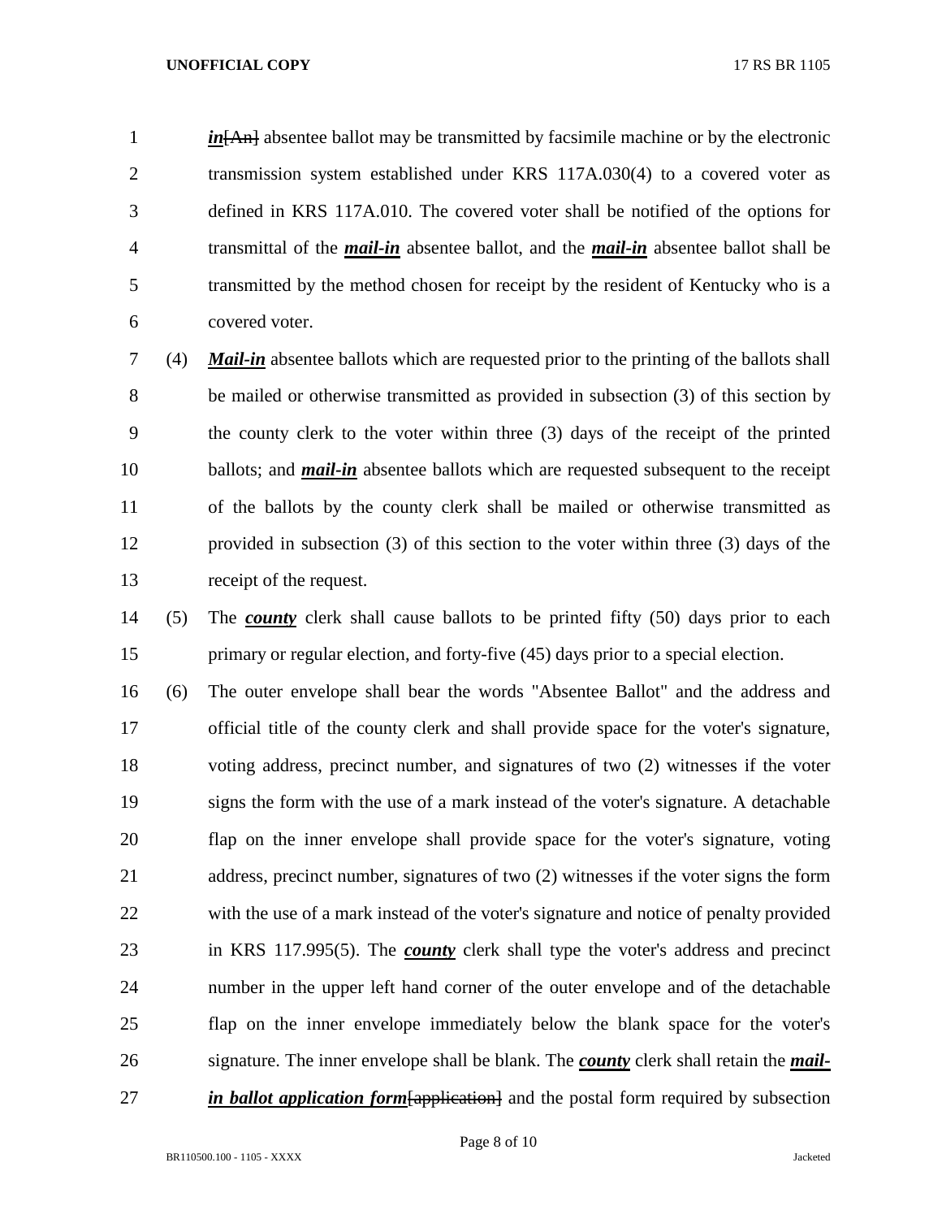***in***~~[An]~~ absentee ballot may be transmitted by facsimile machine or by the electronic transmission system established under KRS 117A.030(4) to a covered voter as defined in KRS 117A.010. The covered voter shall be notified of the options for transmittal of the ***mail-in*** absentee ballot, and the ***mail-in*** absentee ballot shall be transmitted by the method chosen for receipt by the resident of Kentucky who is a covered voter.

(4) ***Mail-in*** absentee ballots which are requested prior to the printing of the ballots shall be mailed or otherwise transmitted as provided in subsection (3) of this section by the county clerk to the voter within three (3) days of the receipt of the printed ballots; and ***mail-in*** absentee ballots which are requested subsequent to the receipt of the ballots by the county clerk shall be mailed or otherwise transmitted as provided in subsection (3) of this section to the voter within three (3) days of the receipt of the request.

(5) The ***county*** clerk shall cause ballots to be printed fifty (50) days prior to each primary or regular election, and forty-five (45) days prior to a special election.

(6) The outer envelope shall bear the words "Absentee Ballot" and the address and official title of the county clerk and shall provide space for the voter's signature, voting address, precinct number, and signatures of two (2) witnesses if the voter signs the form with the use of a mark instead of the voter's signature. A detachable flap on the inner envelope shall provide space for the voter's signature, voting address, precinct number, signatures of two (2) witnesses if the voter signs the form with the use of a mark instead of the voter's signature and notice of penalty provided in KRS 117.995(5). The ***county*** clerk shall type the voter's address and precinct number in the upper left hand corner of the outer envelope and of the detachable flap on the inner envelope immediately below the blank space for the voter's signature. The inner envelope shall be blank. The ***county*** clerk shall retain the ***mail-in ballot application form***~~[application]~~ and the postal form required by subsection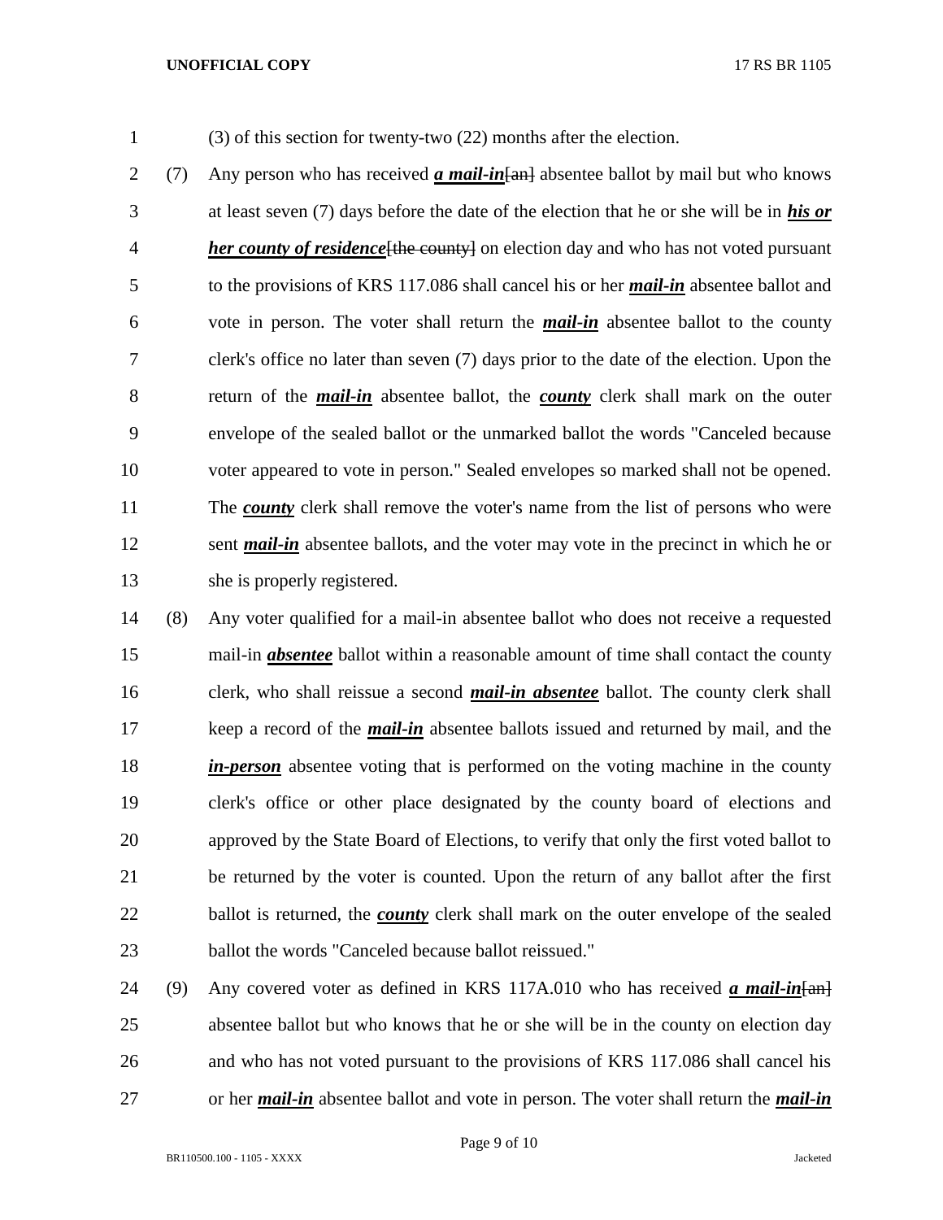(3) of this section for twenty-two (22) months after the election.

(7) Any person who has received ***a mail-in***[an] absentee ballot by mail but who knows at least seven (7) days before the date of the election that he or she will be in ***his or her county of residence***[the county] on election day and who has not voted pursuant to the provisions of KRS 117.086 shall cancel his or her ***mail-in*** absentee ballot and vote in person. The voter shall return the ***mail-in*** absentee ballot to the county clerk's office no later than seven (7) days prior to the date of the election. Upon the return of the ***mail-in*** absentee ballot, the ***county*** clerk shall mark on the outer envelope of the sealed ballot or the unmarked ballot the words "Canceled because voter appeared to vote in person." Sealed envelopes so marked shall not be opened. The ***county*** clerk shall remove the voter's name from the list of persons who were sent ***mail-in*** absentee ballots, and the voter may vote in the precinct in which he or she is properly registered.

(8) Any voter qualified for a mail-in absentee ballot who does not receive a requested mail-in ***absentee*** ballot within a reasonable amount of time shall contact the county clerk, who shall reissue a second ***mail-in absentee*** ballot. The county clerk shall keep a record of the ***mail-in*** absentee ballots issued and returned by mail, and the ***in-person*** absentee voting that is performed on the voting machine in the county clerk's office or other place designated by the county board of elections and approved by the State Board of Elections, to verify that only the first voted ballot to be returned by the voter is counted. Upon the return of any ballot after the first ballot is returned, the ***county*** clerk shall mark on the outer envelope of the sealed ballot the words "Canceled because ballot reissued."

(9) Any covered voter as defined in KRS 117A.010 who has received ***a mail-in***[an] absentee ballot but who knows that he or she will be in the county on election day and who has not voted pursuant to the provisions of KRS 117.086 shall cancel his or her ***mail-in*** absentee ballot and vote in person. The voter shall return the ***mail-in***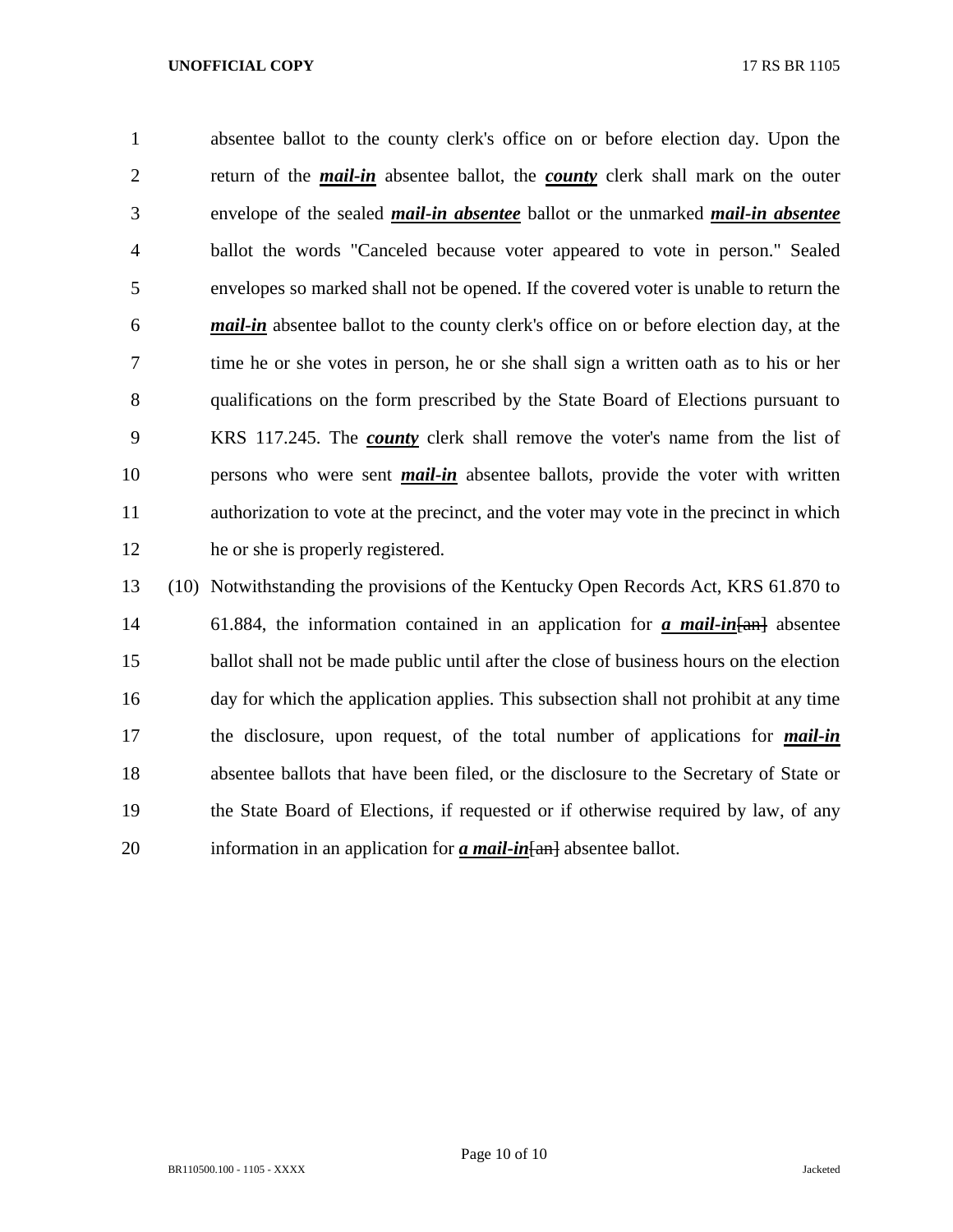absentee ballot to the county clerk's office on or before election day. Upon the return of the ***mail-in*** absentee ballot, the ***county*** clerk shall mark on the outer envelope of the sealed ***mail-in absentee*** ballot or the unmarked ***mail-in absentee*** ballot the words "Canceled because voter appeared to vote in person." Sealed envelopes so marked shall not be opened. If the covered voter is unable to return the ***mail-in*** absentee ballot to the county clerk's office on or before election day, at the time he or she votes in person, he or she shall sign a written oath as to his or her qualifications on the form prescribed by the State Board of Elections pursuant to KRS 117.245. The ***county*** clerk shall remove the voter's name from the list of persons who were sent ***mail-in*** absentee ballots, provide the voter with written authorization to vote at the precinct, and the voter may vote in the precinct in which he or she is properly registered.

(10) Notwithstanding the provisions of the Kentucky Open Records Act, KRS 61.870 to 61.884, the information contained in an application for ***a mail-in***~~[an]~~ absentee ballot shall not be made public until after the close of business hours on the election day for which the application applies. This subsection shall not prohibit at any time the disclosure, upon request, of the total number of applications for ***mail-in*** absentee ballots that have been filed, or the disclosure to the Secretary of State or the State Board of Elections, if requested or if otherwise required by law, of any information in an application for ***a mail-in***~~[an]~~ absentee ballot.